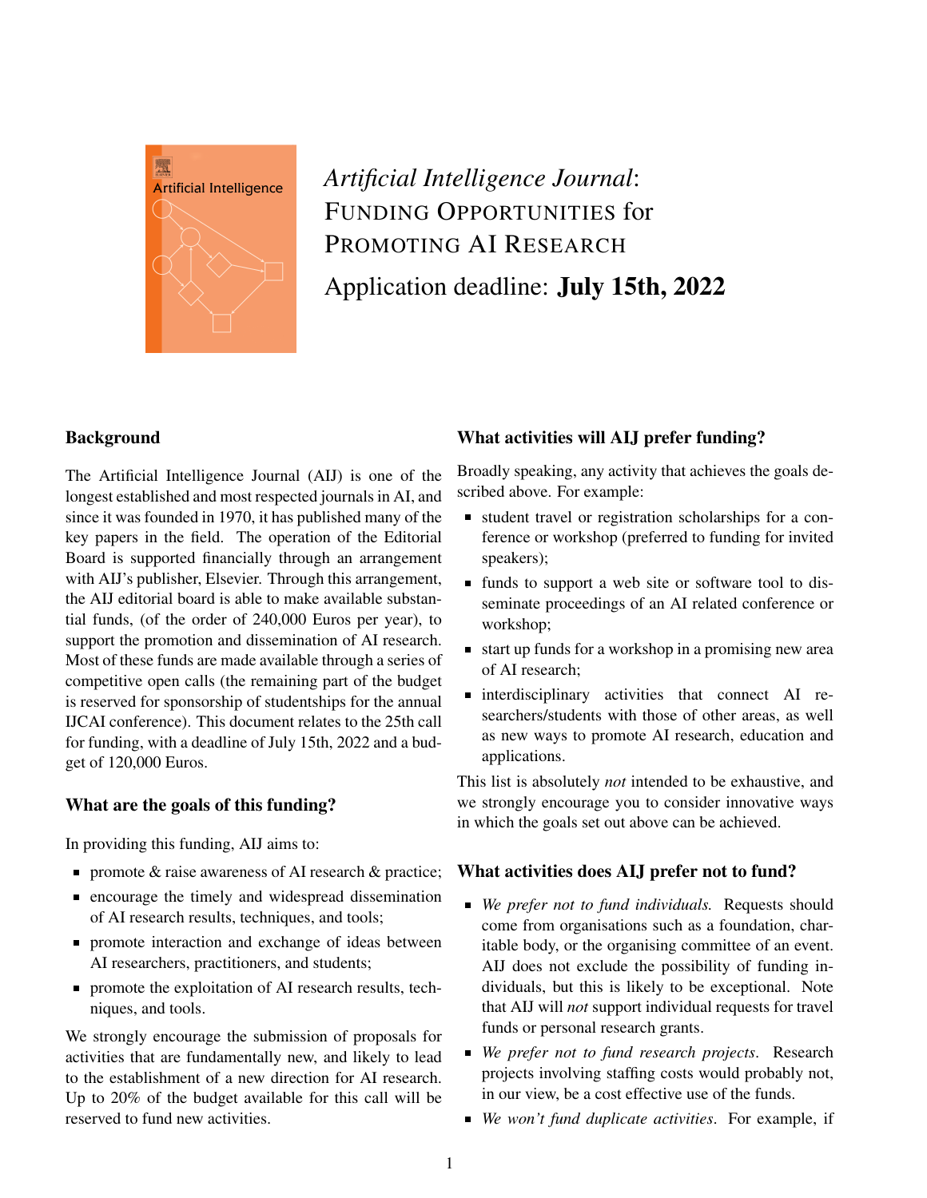# *Artificial Intelligence Journal*: FUNDING OPPORTUNITIES for PROMOTING AI RESEARCH

Application deadline: **July 15th, 2022**

## Background

The Artificial Intelligence Journal (AIJ) is one of the longest established and most respected journals in AI, and since it was founded in 1970, it has published many of the key papers in the field. The operation of the Editorial Board is supported financially through an arrangement with AIJ's publisher, Elsevier. Through this arrangement, the AIJ editorial board is able to make available substantial funds, (of the order of 240,000 Euros per year), to support the promotion and dissemination of AI research. Most of these funds are made available through a series of competitive open calls (the remaining part of the budget is reserved for sponsorship of studentships for the annual IJCAI conference). This document relates to the 25th call for funding, with a deadline of July 15th, 2022 and a budget of 120,000 Euros.

## What are the goals of this funding?

In providing this funding, AIJ aims to:

- promote & raise awareness of AI research & practice;
- encourage the timely and widespread dissemination of AI research results, techniques, and tools;
- promote interaction and exchange of ideas between AI researchers, practitioners, and students;
- promote the exploitation of AI research results, techniques, and tools.

We strongly encourage the submission of proposals for activities that are fundamentally new, and likely to lead to the establishment of a new direction for AI research. Up to 20% of the budget available for this call will be reserved to fund new activities.

## What activities will AIJ prefer funding?

Broadly speaking, any activity that achieves the goals described above. For example:

- student travel or registration scholarships for a conference or workshop (preferred to funding for invited speakers);
- funds to support a web site or software tool to disseminate proceedings of an AI related conference or workshop;
- start up funds for a workshop in a promising new area of AI research;
- interdisciplinary activities that connect AI researchers/students with those of other areas, as well as new ways to promote AI research, education and applications.

This list is absolutely *not* intended to be exhaustive, and we strongly encourage you to consider innovative ways in which the goals set out above can be achieved.

## What activities does AIJ prefer not to fund?

- *We prefer not to fund individuals.* Requests should come from organisations such as a foundation, charitable body, or the organising committee of an event. AIJ does not exclude the possibility of funding individuals, but this is likely to be exceptional. Note that AIJ will *not* support individual requests for travel funds or personal research grants.
- *We prefer not to fund research projects*. Research projects involving staffing costs would probably not, in our view, be a cost effective use of the funds.
- *We won't fund duplicate activities*. For example, if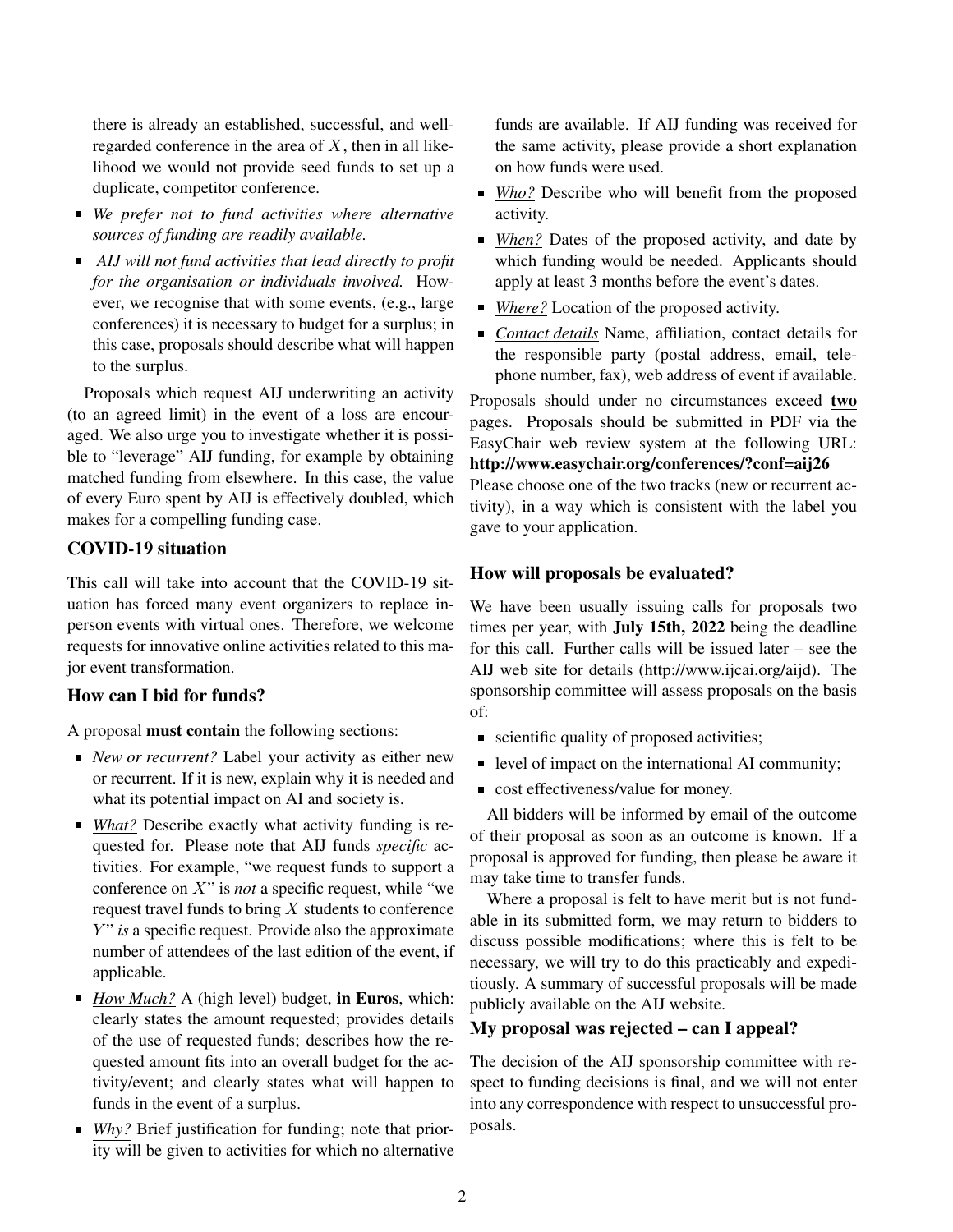there is already an established, successful, and well-regarded conference in the area of $X$, then in all likelihood we would not provide seed funds to set up a duplicate, competitor conference.

- *We prefer not to fund activities where alternative sources of funding are readily available.*
- *AIJ will not fund activities that lead directly to profit for the organisation or individuals involved.* However, we recognise that with some events, (e.g., large conferences) it is necessary to budget for a surplus; in this case, proposals should describe what will happen to the surplus.

Proposals which request AIJ underwriting an activity (to an agreed limit) in the event of a loss are encouraged. We also urge you to investigate whether it is possible to "leverage" AIJ funding, for example by obtaining matched funding from elsewhere. In this case, the value of every Euro spent by AIJ is effectively doubled, which makes for a compelling funding case.

## COVID-19 situation

This call will take into account that the COVID-19 situation has forced many event organizers to replace in-person events with virtual ones. Therefore, we welcome requests for innovative online activities related to this major event transformation.

## How can I bid for funds?

A proposal **must contain** the following sections:

- *New or recurrent?* Label your activity as either new or recurrent. If it is new, explain why it is needed and what its potential impact on AI and society is.
- *What?* Describe exactly what activity funding is requested for. Please note that AIJ funds *specific* activities. For example, "we request funds to support a conference on $X$" is *not* a specific request, while "we request travel funds to bring $X$ students to conference $Y$" *is* a specific request. Provide also the approximate number of attendees of the last edition of the event, if applicable.
- *How Much?* A (high level) budget, **in Euros**, which: clearly states the amount requested; provides details of the use of requested funds; describes how the requested amount fits into an overall budget for the activity/event; and clearly states what will happen to funds in the event of a surplus.
- *Why?* Brief justification for funding; note that priority will be given to activities for which no alternative funds are available. If AIJ funding was received for the same activity, please provide a short explanation on how funds were used.
- *Who?* Describe who will benefit from the proposed activity.
- *When?* Dates of the proposed activity, and date by which funding would be needed. Applicants should apply at least 3 months before the event's dates.
- *Where?* Location of the proposed activity.
- *Contact details* Name, affiliation, contact details for the responsible party (postal address, email, telephone number, fax), web address of event if available.

Proposals should under no circumstances exceed **two** pages. Proposals should be submitted in PDF via the EasyChair web review system at the following URL: **http://www.easychair.org/conferences/?conf=aij26**
Please choose one of the two tracks (new or recurrent activity), in a way which is consistent with the label you gave to your application.

## How will proposals be evaluated?

We have been usually issuing calls for proposals two times per year, with **July 15th, 2022** being the deadline for this call. Further calls will be issued later – see the AIJ web site for details (http://www.ijcai.org/aijd). The sponsorship committee will assess proposals on the basis of:

- scientific quality of proposed activities;
- level of impact on the international AI community;
- cost effectiveness/value for money.

All bidders will be informed by email of the outcome of their proposal as soon as an outcome is known. If a proposal is approved for funding, then please be aware it may take time to transfer funds.

Where a proposal is felt to have merit but is not fundable in its submitted form, we may return to bidders to discuss possible modifications; where this is felt to be necessary, we will try to do this practicably and expeditiously. A summary of successful proposals will be made publicly available on the AIJ website.

## My proposal was rejected – can I appeal?

The decision of the AIJ sponsorship committee with respect to funding decisions is final, and we will not enter into any correspondence with respect to unsuccessful proposals.